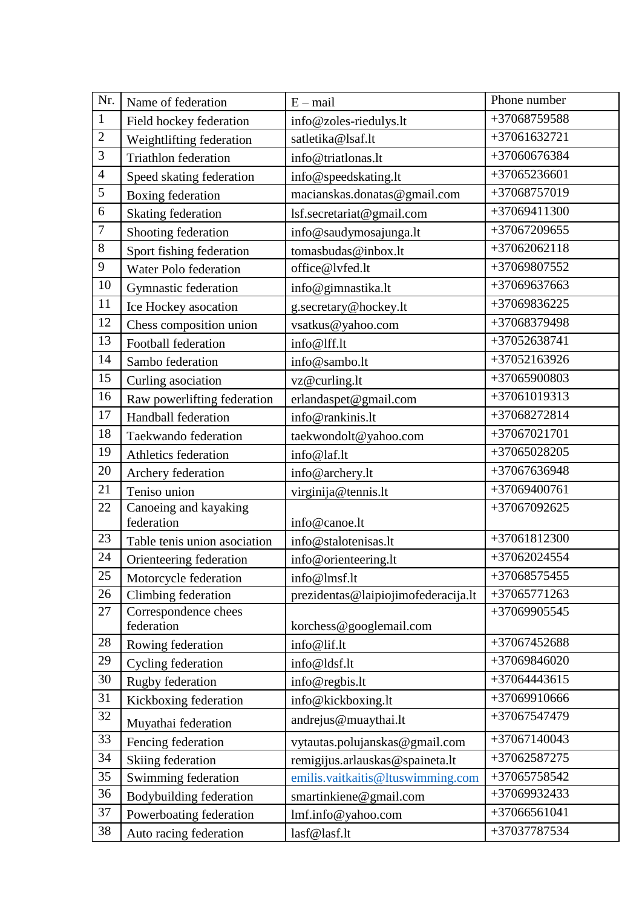| Nr. | Name of federation | E – mail | Phone number |
|---|---|---|---|
| 1 | Field hockey federation | info@zoles-riedulys.lt | +37068759588 |
| 2 | Weightlifting federation | satletika@lsaf.lt | +37061632721 |
| 3 | Triathlon federation | info@triatlonas.lt | +37060676384 |
| 4 | Speed skating federation | info@speedskating.lt | +37065236601 |
| 5 | Boxing federation | macianskas.donatas@gmail.com | +37068757019 |
| 6 | Skating federation | lsf.secretariat@gmail.com | +37069411300 |
| 7 | Shooting federation | info@saudymosajunga.lt | +37067209655 |
| 8 | Sport fishing federation | tomasbudas@inbox.lt | +37062062118 |
| 9 | Water Polo federation | office@lvfed.lt | +37069807552 |
| 10 | Gymnastic federation | info@gimnastika.lt | +37069637663 |
| 11 | Ice Hockey asocation | g.secretary@hockey.lt | +37069836225 |
| 12 | Chess composition union | vsatkus@yahoo.com | +37068379498 |
| 13 | Football federation | info@lff.lt | +37052638741 |
| 14 | Sambo federation | info@sambo.lt | +37052163926 |
| 15 | Curling asociation | vz@curling.lt | +37065900803 |
| 16 | Raw powerlifting federation | erlandaspet@gmail.com | +37061019313 |
| 17 | Handball federation | info@rankinis.lt | +37068272814 |
| 18 | Taekwando federation | taekwondolt@yahoo.com | +37067021701 |
| 19 | Athletics federation | info@laf.lt | +37065028205 |
| 20 | Archery federation | info@archery.lt | +37067636948 |
| 21 | Teniso union | virginija@tennis.lt | +37069400761 |
| 22 | Canoeing and kayaking federation | info@canoe.lt | +37067092625 |
| 23 | Table tenis union asociation | info@stalotenisas.lt | +37061812300 |
| 24 | Orienteering federation | info@orienteering.lt | +37062024554 |
| 25 | Motorcycle federation | info@lmsf.lt | +37068575455 |
| 26 | Climbing federation | prezidentas@laipiojimofederacija.lt | +37065771263 |
| 27 | Correspondence chees federation | korchess@googlemail.com | +37069905545 |
| 28 | Rowing federation | info@lif.lt | +37067452688 |
| 29 | Cycling federation | info@ldsf.lt | +37069846020 |
| 30 | Rugby federation | info@regbis.lt | +37064443615 |
| 31 | Kickboxing federation | info@kickboxing.lt | +37069910666 |
| 32 | Muyathai federation | andrejus@muaythai.lt | +37067547479 |
| 33 | Fencing federation | vytautas.polujanskas@gmail.com | +37067140043 |
| 34 | Skiing federation | remigijus.arlauskas@spaineta.lt | +37062587275 |
| 35 | Swimming federation | emilis.vaitkaitis@ltuswimming.com | +37065758542 |
| 36 | Bodybuilding federation | smartinkiene@gmail.com | +37069932433 |
| 37 | Powerboating federation | lmf.info@yahoo.com | +37066561041 |
| 38 | Auto racing federation | lasf@lasf.lt | +37037787534 |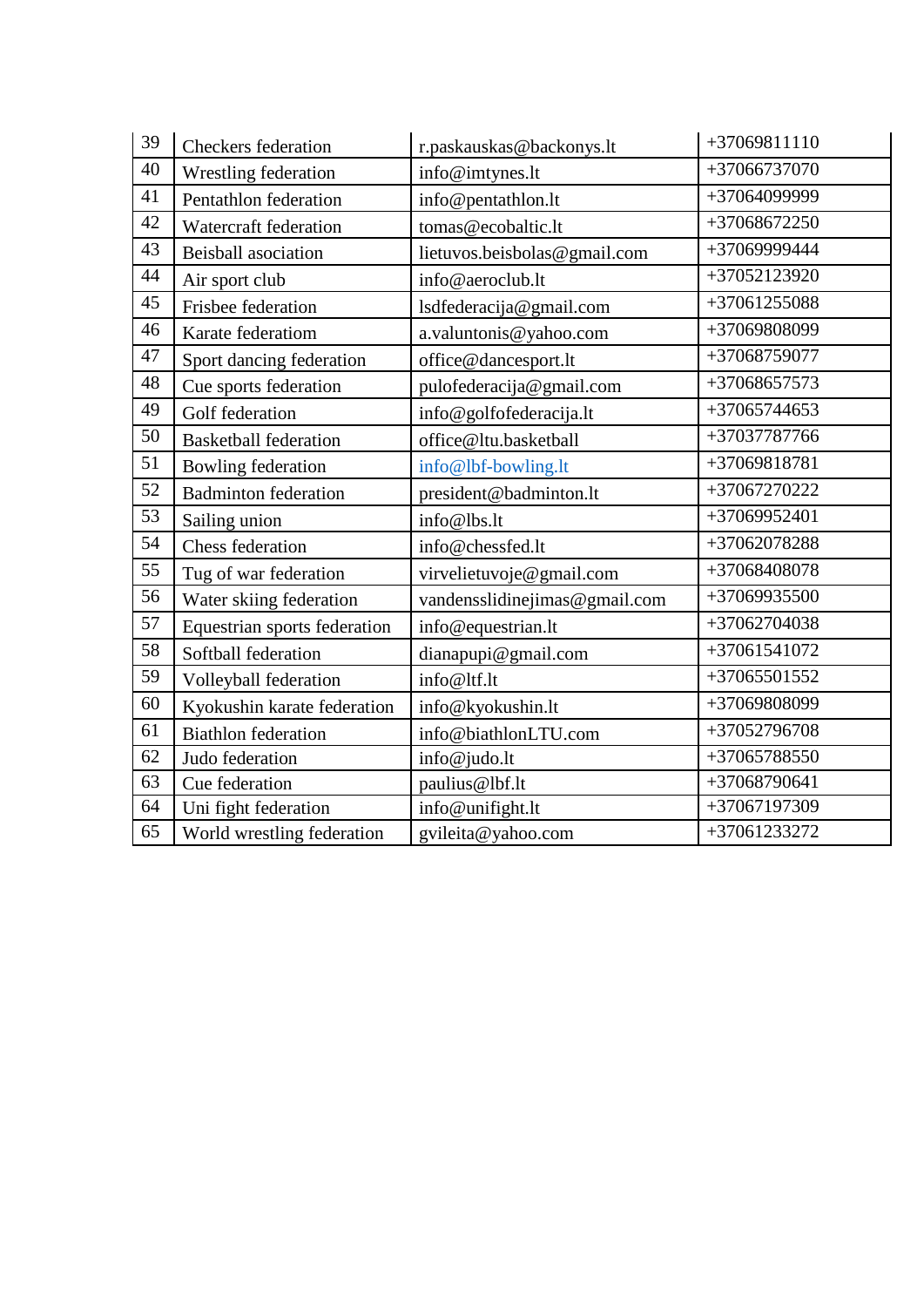| | | | |
|---|---|---|---|
| 39 | Checkers federation | r.paskauskas@backonys.lt | +37069811110 |
| 40 | Wrestling federation | info@imtynes.lt | +37066737070 |
| 41 | Pentathlon federation | info@pentathlon.lt | +37064099999 |
| 42 | Watercraft federation | tomas@ecobaltic.lt | +37068672250 |
| 43 | Beisball asociation | lietuvos.beisbolas@gmail.com | +37069999444 |
| 44 | Air sport club | info@aeroclub.lt | +37052123920 |
| 45 | Frisbee federation | lsdfederacija@gmail.com | +37061255088 |
| 46 | Karate federatiom | a.valuntonis@yahoo.com | +37069808099 |
| 47 | Sport dancing federation | office@dancesport.lt | +37068759077 |
| 48 | Cue sports federation | pulofederacija@gmail.com | +37068657573 |
| 49 | Golf federation | info@golfofederacija.lt | +37065744653 |
| 50 | Basketball federation | office@ltu.basketball | +37037787766 |
| 51 | Bowling federation | info@lbf-bowling.lt | +37069818781 |
| 52 | Badminton federation | president@badminton.lt | +37067270222 |
| 53 | Sailing union | info@lbs.lt | +37069952401 |
| 54 | Chess federation | info@chessfed.lt | +37062078288 |
| 55 | Tug of war federation | virvelietuvoje@gmail.com | +37068408078 |
| 56 | Water skiing federation | vandensslidinejimas@gmail.com | +37069935500 |
| 57 | Equestrian sports federation | info@equestrian.lt | +37062704038 |
| 58 | Softball federation | dianapupi@gmail.com | +37061541072 |
| 59 | Volleyball federation | info@ltf.lt | +37065501552 |
| 60 | Kyokushin karate federation | info@kyokushin.lt | +37069808099 |
| 61 | Biathlon federation | info@biathlonLTU.com | +37052796708 |
| 62 | Judo federation | info@judo.lt | +37065788550 |
| 63 | Cue federation | paulius@lbf.lt | +37068790641 |
| 64 | Uni fight federation | info@unifight.lt | +37067197309 |
| 65 | World wrestling federation | gvileita@yahoo.com | +37061233272 |